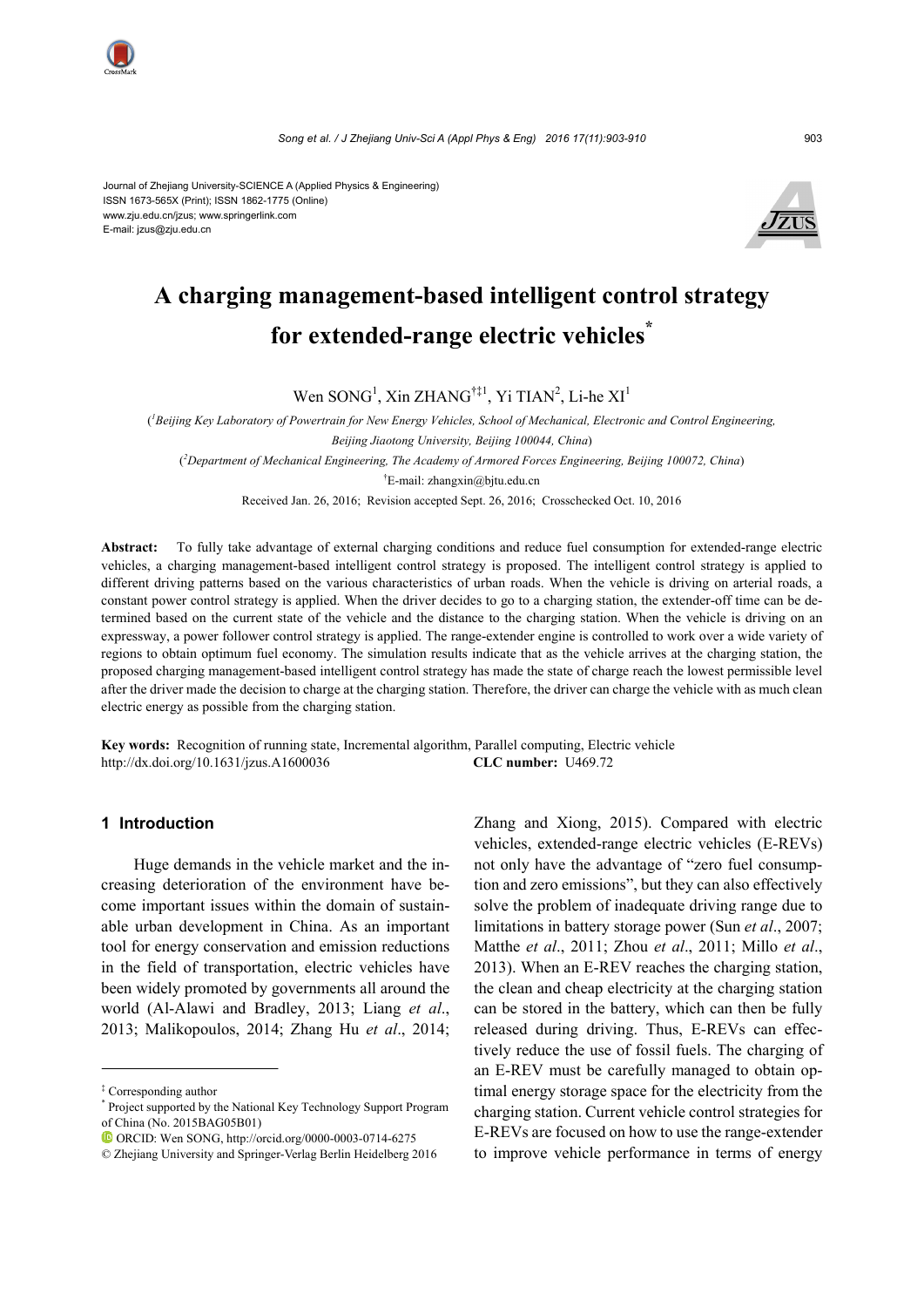Journal of Zhejiang University-SCIENCE A (Applied Physics & Engineering)
ISSN 1673-565X (Print); ISSN 1862-1775 (Online)
www.zju.edu.cn/jzus; www.springerlink.com
E-mail: jzus@zju.edu.cn

# A charging management-based intelligent control strategy for extended-range electric vehicles*

Wen SONG[1], Xin ZHANG[†‡1], Yi TIAN[2], Li-he XI[1]

([1]Beijing Key Laboratory of Powertrain for New Energy Vehicles, School of Mechanical, Electronic and Control Engineering, Beijing Jiaotong University, Beijing 100044, China)

([2]Department of Mechanical Engineering, The Academy of Armored Forces Engineering, Beijing 100072, China)

[†]E-mail: zhangxin@bjtu.edu.cn

Received Jan. 26, 2016; Revision accepted Sept. 26, 2016; Crosschecked Oct. 10, 2016

**Abstract:** To fully take advantage of external charging conditions and reduce fuel consumption for extended-range electric vehicles, a charging management-based intelligent control strategy is proposed. The intelligent control strategy is applied to different driving patterns based on the various characteristics of urban roads. When the vehicle is driving on arterial roads, a constant power control strategy is applied. When the driver decides to go to a charging station, the extender-off time can be determined based on the current state of the vehicle and the distance to the charging station. When the vehicle is driving on an expressway, a power follower control strategy is applied. The range-extender engine is controlled to work over a wide variety of regions to obtain optimum fuel economy. The simulation results indicate that as the vehicle arrives at the charging station, the proposed charging management-based intelligent control strategy has made the state of charge reach the lowest permissible level after the driver made the decision to charge at the charging station. Therefore, the driver can charge the vehicle with as much clean electric energy as possible from the charging station.

**Key words:** Recognition of running state, Incremental algorithm, Parallel computing, Electric vehicle
http://dx.doi.org/10.1631/jzus.A1600036 **CLC number:** U469.72

## 1 Introduction

Huge demands in the vehicle market and the increasing deterioration of the environment have become important issues within the domain of sustainable urban development in China. As an important tool for energy conservation and emission reductions in the field of transportation, electric vehicles have been widely promoted by governments all around the world (Al-Alawi and Bradley, 2013; Liang *et al*., 2013; Malikopoulos, 2014; Zhang Hu *et al*., 2014; Zhang and Xiong, 2015). Compared with electric vehicles, extended-range electric vehicles (E-REVs) not only have the advantage of "zero fuel consumption and zero emissions", but they can also effectively solve the problem of inadequate driving range due to limitations in battery storage power (Sun *et al*., 2007; Matthe *et al*., 2011; Zhou *et al*., 2011; Millo *et al*., 2013). When an E-REV reaches the charging station, the clean and cheap electricity at the charging station can be stored in the battery, which can then be fully released during driving. Thus, E-REVs can effectively reduce the use of fossil fuels. The charging of an E-REV must be carefully managed to obtain optimal energy storage space for the electricity from the charging station. Current vehicle control strategies for E-REVs are focused on how to use the range-extender to improve vehicle performance in terms of energy

---

[‡] Corresponding author

[*] Project supported by the National Key Technology Support Program of China (No. 2015BAG05B01)

ORCID: Wen SONG, http://orcid.org/0000-0003-0714-6275

© Zhejiang University and Springer-Verlag Berlin Heidelberg 2016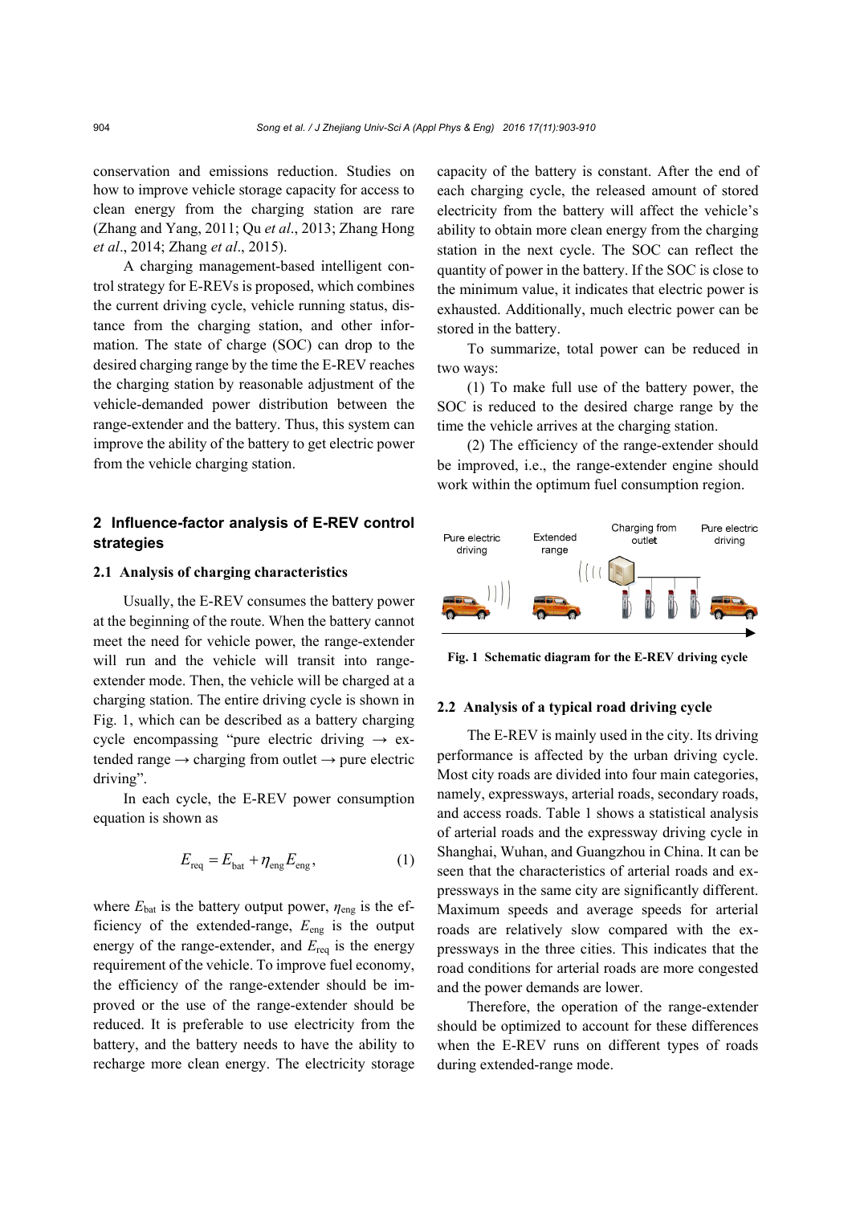conservation and emissions reduction. Studies on how to improve vehicle storage capacity for access to clean energy from the charging station are rare (Zhang and Yang, 2011; Qu *et al*., 2013; Zhang Hong *et al*., 2014; Zhang *et al*., 2015).

A charging management-based intelligent control strategy for E-REVs is proposed, which combines the current driving cycle, vehicle running status, distance from the charging station, and other information. The state of charge (SOC) can drop to the desired charging range by the time the E-REV reaches the charging station by reasonable adjustment of the vehicle-demanded power distribution between the range-extender and the battery. Thus, this system can improve the ability of the battery to get electric power from the vehicle charging station.

## 2 Influence-factor analysis of E-REV control strategies

### 2.1 Analysis of charging characteristics

Usually, the E-REV consumes the battery power at the beginning of the route. When the battery cannot meet the need for vehicle power, the range-extender will run and the vehicle will transit into range-extender mode. Then, the vehicle will be charged at a charging station. The entire driving cycle is shown in Fig. 1, which can be described as a battery charging cycle encompassing "pure electric driving → extended range → charging from outlet → pure electric driving".

In each cycle, the E-REV power consumption equation is shown as

$$E_{\text{req}} = E_{\text{bat}} + \eta_{\text{eng}} E_{\text{eng}}, \tag{1}$$

where $E_{\text{bat}}$ is the battery output power, $\eta_{\text{eng}}$ is the efficiency of the extended-range, $E_{\text{eng}}$ is the output energy of the range-extender, and $E_{\text{req}}$ is the energy requirement of the vehicle. To improve fuel economy, the efficiency of the range-extender should be improved or the use of the range-extender should be reduced. It is preferable to use electricity from the battery, and the battery needs to have the ability to recharge more clean energy. The electricity storage capacity of the battery is constant. After the end of each charging cycle, the released amount of stored electricity from the battery will affect the vehicle's ability to obtain more clean energy from the charging station in the next cycle. The SOC can reflect the quantity of power in the battery. If the SOC is close to the minimum value, it indicates that electric power is exhausted. Additionally, much electric power can be stored in the battery.

To summarize, total power can be reduced in two ways:

(1) To make full use of the battery power, the SOC is reduced to the desired charge range by the time the vehicle arrives at the charging station.

(2) The efficiency of the range-extender should be improved, i.e., the range-extender engine should work within the optimum fuel consumption region.

Pure electric driving
Extended range
Charging from outlet
Pure electric driving

**Fig. 1 Schematic diagram for the E-REV driving cycle**

### 2.2 Analysis of a typical road driving cycle

The E-REV is mainly used in the city. Its driving performance is affected by the urban driving cycle. Most city roads are divided into four main categories, namely, expressways, arterial roads, secondary roads, and access roads. Table 1 shows a statistical analysis of arterial roads and the expressway driving cycle in Shanghai, Wuhan, and Guangzhou in China. It can be seen that the characteristics of arterial roads and expressways in the same city are significantly different. Maximum speeds and average speeds for arterial roads are relatively slow compared with the expressways in the three cities. This indicates that the road conditions for arterial roads are more congested and the power demands are lower.

Therefore, the operation of the range-extender should be optimized to account for these differences when the E-REV runs on different types of roads during extended-range mode.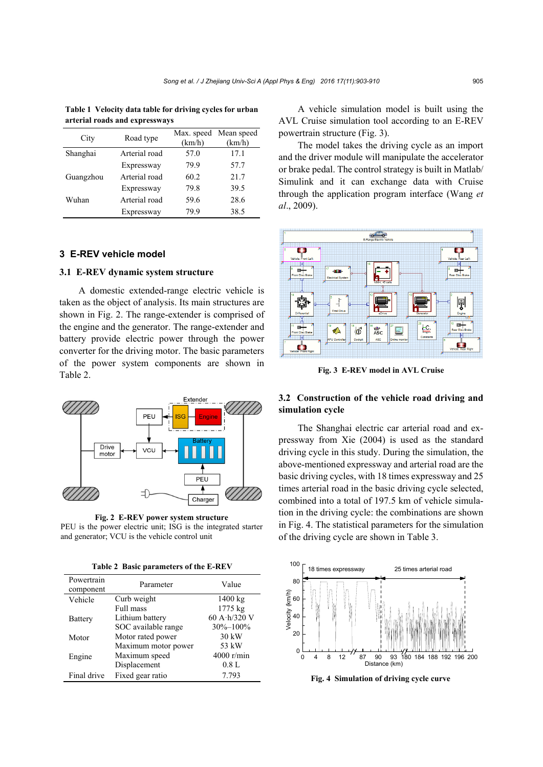Table 1 Velocity data table for driving cycles for urban arterial roads and expressways

| City | Road type | Max. speed (km/h) | Mean speed (km/h) |
|---|---|---|---|
| Shanghai | Arterial road | 57.0 | 17.1 |
| | Expressway | 79.9 | 57.7 |
| Guangzhou | Arterial road | 60.2 | 21.7 |
| | Expressway | 79.8 | 39.5 |
| Wuhan | Arterial road | 59.6 | 28.6 |
| | Expressway | 79.9 | 38.5 |

## 3 E-REV vehicle model

### 3.1 E-REV dynamic system structure

A domestic extended-range electric vehicle is taken as the object of analysis. Its main structures are shown in Fig. 2. The range-extender is comprised of the engine and the generator. The range-extender and battery provide electric power through the power converter for the driving motor. The basic parameters of the power system components are shown in Table 2.

Fig. 2 E-REV power system structure
PEU is the power electric unit; ISG is the integrated starter and generator; VCU is the vehicle control unit

Table 2 Basic parameters of the E-REV

| Powertrain component | Parameter | Value |
|---|---|---|
| Vehicle | Curb weight | 1400 kg |
| | Full mass | 1775 kg |
| Battery | Lithium battery | 60 A·h/320 V |
| | SOC available range | 30%–100% |
| Motor | Motor rated power | 30 kW |
| | Maximum motor power | 53 kW |
| Engine | Maximum speed | 4000 r/min |
| | Displacement | 0.8 L |
| Final drive | Fixed gear ratio | 7.793 |

A vehicle simulation model is built using the AVL Cruise simulation tool according to an E-REV powertrain structure (Fig. 3).

The model takes the driving cycle as an import and the driver module will manipulate the accelerator or brake pedal. The control strategy is built in Matlab/Simulink and it can exchange data with Cruise through the application program interface (Wang *et al*., 2009).

Fig. 3 E-REV model in AVL Cruise

### 3.2 Construction of the vehicle road driving and simulation cycle

The Shanghai electric car arterial road and expressway from Xie (2004) is used as the standard driving cycle in this study. During the simulation, the above-mentioned expressway and arterial road are the basic driving cycles, with 18 times expressway and 25 times arterial road in the basic driving cycle selected, combined into a total of 197.5 km of vehicle simulation in the driving cycle: the combinations are shown in Fig. 4. The statistical parameters for the simulation of the driving cycle are shown in Table 3.

Fig. 4 Simulation of driving cycle curve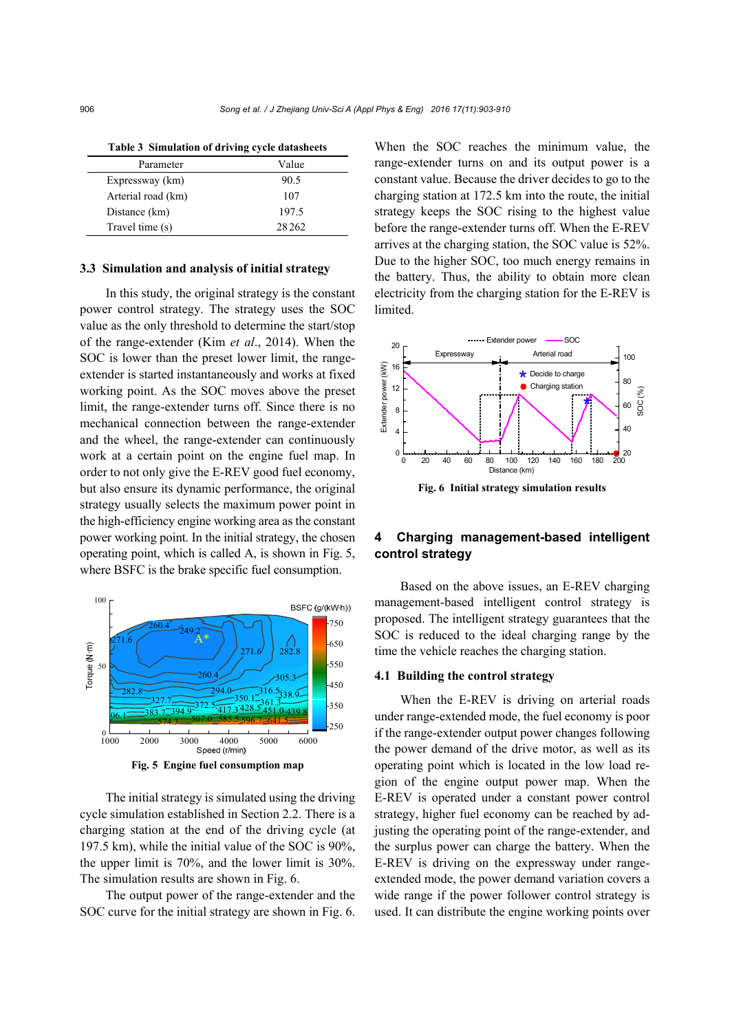**Table 3 Simulation of driving cycle datasheets**

| Parameter | Value |
|---|---|
| Expressway (km) | 90.5 |
| Arterial road (km) | 107 |
| Distance (km) | 197.5 |
| Travel time (s) | 28 262 |

### 3.3 Simulation and analysis of initial strategy

In this study, the original strategy is the constant power control strategy. The strategy uses the SOC value as the only threshold to determine the start/stop of the range-extender (Kim *et al*., 2014). When the SOC is lower than the preset lower limit, the range-extender is started instantaneously and works at fixed working point. As the SOC moves above the preset limit, the range-extender turns off. Since there is no mechanical connection between the range-extender and the wheel, the range-extender can continuously work at a certain point on the engine fuel map. In order to not only give the E-REV good fuel economy, but also ensure its dynamic performance, the original strategy usually selects the maximum power point in the high-efficiency engine working area as the constant power working point. In the initial strategy, the chosen operating point, which is called A, is shown in Fig. 5, where BSFC is the brake specific fuel consumption.

**Fig. 5 Engine fuel consumption map**

The initial strategy is simulated using the driving cycle simulation established in Section 2.2. There is a charging station at the end of the driving cycle (at 197.5 km), while the initial value of the SOC is 90%, the upper limit is 70%, and the lower limit is 30%. The simulation results are shown in Fig. 6.

The output power of the range-extender and the SOC curve for the initial strategy are shown in Fig. 6. When the SOC reaches the minimum value, the range-extender turns on and its output power is a constant value. Because the driver decides to go to the charging station at 172.5 km into the route, the initial strategy keeps the SOC rising to the highest value before the range-extender turns off. When the E-REV arrives at the charging station, the SOC value is 52%. Due to the higher SOC, too much energy remains in the battery. Thus, the ability to obtain more clean electricity from the charging station for the E-REV is limited.

**Fig. 6 Initial strategy simulation results**

## 4 Charging management-based intelligent control strategy

Based on the above issues, an E-REV charging management-based intelligent control strategy is proposed. The intelligent strategy guarantees that the SOC is reduced to the ideal charging range by the time the vehicle reaches the charging station.

### 4.1 Building the control strategy

When the E-REV is driving on arterial roads under range-extended mode, the fuel economy is poor if the range-extender output power changes following the power demand of the drive motor, as well as its operating point which is located in the low load region of the engine output power map. When the E-REV is operated under a constant power control strategy, higher fuel economy can be reached by adjusting the operating point of the range-extender, and the surplus power can charge the battery. When the E-REV is driving on the expressway under range-extended mode, the power demand variation covers a wide range if the power follower control strategy is used. It can distribute the engine working points over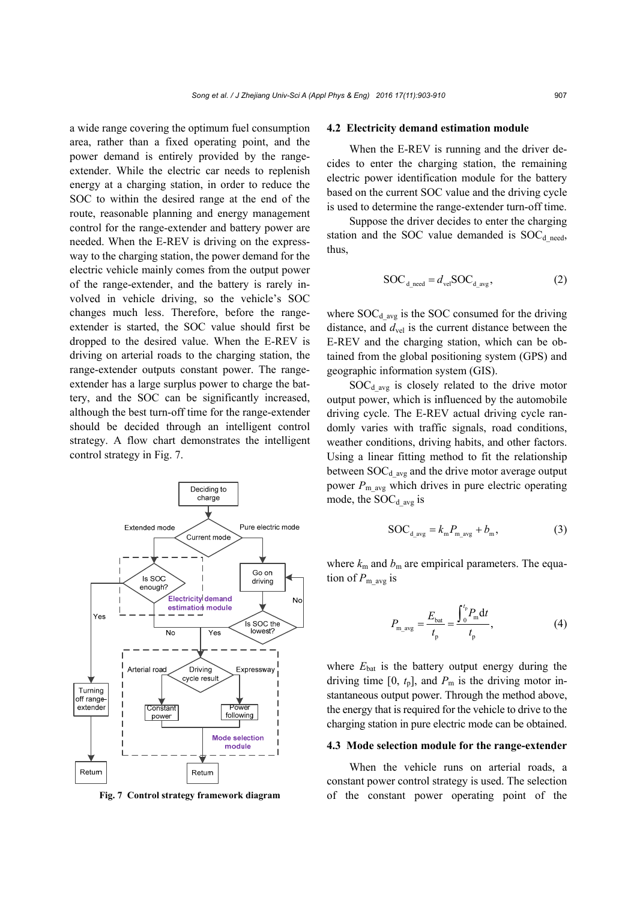a wide range covering the optimum fuel consumption area, rather than a fixed operating point, and the power demand is entirely provided by the range-extender. While the electric car needs to replenish energy at a charging station, in order to reduce the SOC to within the desired range at the end of the route, reasonable planning and energy management control for the range-extender and battery power are needed. When the E-REV is driving on the expressway to the charging station, the power demand for the electric vehicle mainly comes from the output power of the range-extender, and the battery is rarely involved in vehicle driving, so the vehicle's SOC changes much less. Therefore, before the range-extender is started, the SOC value should first be dropped to the desired value. When the E-REV is driving on arterial roads to the charging station, the range-extender outputs constant power. The range-extender has a large surplus power to charge the battery, and the SOC can be significantly increased, although the best turn-off time for the range-extender should be decided through an intelligent control strategy. A flow chart demonstrates the intelligent control strategy in Fig. 7.

**Fig. 7 Control strategy framework diagram**

### 4.2 Electricity demand estimation module

When the E-REV is running and the driver decides to enter the charging station, the remaining electric power identification module for the battery based on the current SOC value and the driving cycle is used to determine the range-extender turn-off time.

Suppose the driver decides to enter the charging station and the SOC value demanded is $\text{SOC}_{\text{d\_need}}$, thus,

$$\text{SOC}_{\text{d\_need}} = d_{\text{vel}}\text{SOC}_{\text{d\_avg}}, \tag{2}$$

where $\text{SOC}_{\text{d\_avg}}$ is the SOC consumed for the driving distance, and $d_{\text{vel}}$ is the current distance between the E-REV and the charging station, which can be obtained from the global positioning system (GPS) and geographic information system (GIS).

$\text{SOC}_{\text{d\_avg}}$ is closely related to the drive motor output power, which is influenced by the automobile driving cycle. The E-REV actual driving cycle randomly varies with traffic signals, road conditions, weather conditions, driving habits, and other factors. Using a linear fitting method to fit the relationship between $\text{SOC}_{\text{d\_avg}}$ and the drive motor average output power $P_{\text{m\_avg}}$ which drives in pure electric operating mode, the $\text{SOC}_{\text{d\_avg}}$ is

$$\text{SOC}_{\text{d\_avg}} = k_{\text{m}}P_{\text{m\_avg}} + b_{\text{m}}, \tag{3}$$

where $k_{\text{m}}$ and $b_{\text{m}}$ are empirical parameters. The equation of $P_{\text{m\_avg}}$ is

$$P_{\text{m\_avg}} = \frac{E_{\text{bat}}}{t_{\text{p}}} = \frac{\int_0^{t_{\text{p}}} P_{\text{m}}\text{d}t}{t_{\text{p}}}, \tag{4}$$

where $E_{\text{bat}}$ is the battery output energy during the driving time $[0, t_{\text{p}}]$, and $P_{\text{m}}$ is the driving motor instantaneous output power. Through the method above, the energy that is required for the vehicle to drive to the charging station in pure electric mode can be obtained.

### 4.3 Mode selection module for the range-extender

When the vehicle runs on arterial roads, a constant power control strategy is used. The selection of the constant power operating point of the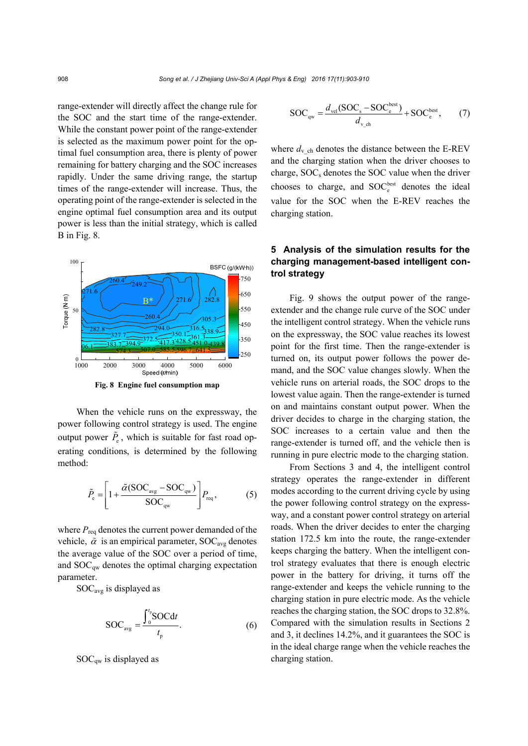range-extender will directly affect the change rule for the SOC and the start time of the range-extender. While the constant power point of the range-extender is selected as the maximum power point for the optimal fuel consumption area, there is plenty of power remaining for battery charging and the SOC increases rapidly. Under the same driving range, the startup times of the range-extender will increase. Thus, the operating point of the range-extender is selected in the engine optimal fuel consumption area and its output power is less than the initial strategy, which is called B in Fig. 8.

**Fig. 8 Engine fuel consumption map**

When the vehicle runs on the expressway, the power following control strategy is used. The engine output power $\tilde{P}_e$, which is suitable for fast road operating conditions, is determined by the following method:

$$\tilde{P}_e = \left[1 + \frac{\tilde{\alpha}(\mathrm{SOC}_{avg} - \mathrm{SOC}_{qw})}{\mathrm{SOC}_{qw}}\right] P_{req}, \tag{5}$$

where $P_{req}$ denotes the current power demanded of the vehicle, $\tilde{\alpha}$ is an empirical parameter, $\mathrm{SOC}_{avg}$ denotes the average value of the SOC over a period of time, and $\mathrm{SOC}_{qw}$ denotes the optimal charging expectation parameter.

$\mathrm{SOC}_{avg}$ is displayed as

$$\mathrm{SOC}_{avg} = \frac{\int_0^{t_p} \mathrm{SOC}\,\mathrm{d}t}{t_p}. \tag{6}$$

$\mathrm{SOC}_{qw}$ is displayed as

$$\mathrm{SOC}_{qw} = \frac{d_{vel}(\mathrm{SOC}_s - \mathrm{SOC}_e^{best})}{d_{v\_ch}} + \mathrm{SOC}_e^{best}, \tag{7}$$

where $d_{v\_ch}$ denotes the distance between the E-REV and the charging station when the driver chooses to charge, $\mathrm{SOC}_s$ denotes the SOC value when the driver chooses to charge, and $\mathrm{SOC}_e^{best}$ denotes the ideal value for the SOC when the E-REV reaches the charging station.

## 5 Analysis of the simulation results for the charging management-based intelligent control strategy

Fig. 9 shows the output power of the range-extender and the change rule curve of the SOC under the intelligent control strategy. When the vehicle runs on the expressway, the SOC value reaches its lowest point for the first time. Then the range-extender is turned on, its output power follows the power demand, and the SOC value changes slowly. When the vehicle runs on arterial roads, the SOC drops to the lowest value again. Then the range-extender is turned on and maintains constant output power. When the driver decides to charge in the charging station, the SOC increases to a certain value and then the range-extender is turned off, and the vehicle then is running in pure electric mode to the charging station.

From Sections 3 and 4, the intelligent control strategy operates the range-extender in different modes according to the current driving cycle by using the power following control strategy on the expressway, and a constant power control strategy on arterial roads. When the driver decides to enter the charging station 172.5 km into the route, the range-extender keeps charging the battery. When the intelligent control strategy evaluates that there is enough electric power in the battery for driving, it turns off the range-extender and keeps the vehicle running to the charging station in pure electric mode. As the vehicle reaches the charging station, the SOC drops to 32.8%. Compared with the simulation results in Sections 2 and 3, it declines 14.2%, and it guarantees the SOC is in the ideal charge range when the vehicle reaches the charging station.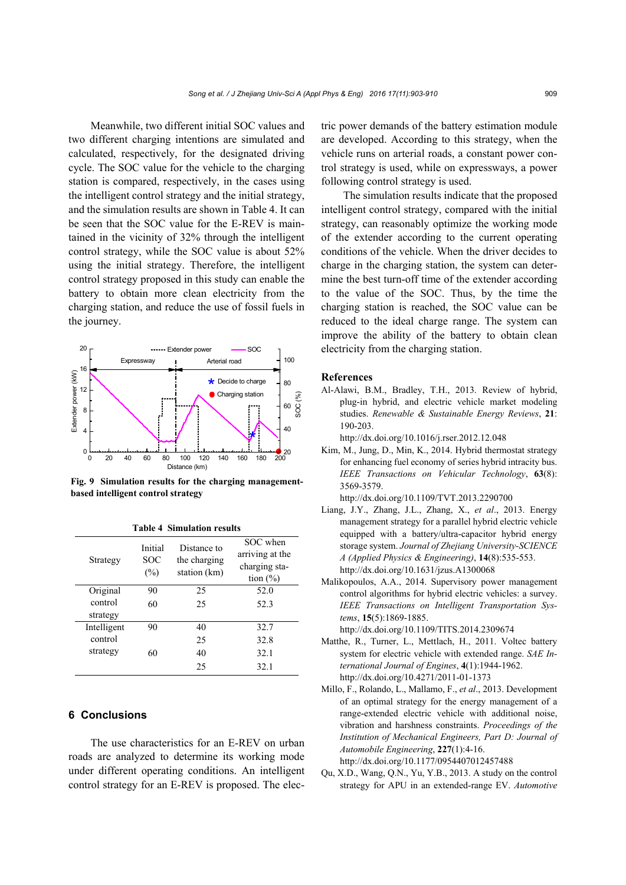Meanwhile, two different initial SOC values and two different charging intentions are simulated and calculated, respectively, for the designated driving cycle. The SOC value for the vehicle to the charging station is compared, respectively, in the cases using the intelligent control strategy and the initial strategy, and the simulation results are shown in Table 4. It can be seen that the SOC value for the E-REV is maintained in the vicinity of 32% through the intelligent control strategy, while the SOC value is about 52% using the initial strategy. Therefore, the intelligent control strategy proposed in this study can enable the battery to obtain more clean electricity from the charging station, and reduce the use of fossil fuels in the journey.

**Fig. 9 Simulation results for the charging management-based intelligent control strategy**

**Table 4 Simulation results**

| Strategy | Initial SOC (%) | Distance to the charging station (km) | SOC when arriving at the charging station (%) |
|---|---|---|---|
| Original control strategy | 90 | 25 | 52.0 |
| | 60 | 25 | 52.3 |
| Intelligent control strategy | 90 | 40 | 32.7 |
| | | 25 | 32.8 |
| | 60 | 40 | 32.1 |
| | | 25 | 32.1 |

## 6 Conclusions

The use characteristics for an E-REV on urban roads are analyzed to determine its working mode under different operating conditions. An intelligent control strategy for an E-REV is proposed. The electric power demands of the battery estimation module are developed. According to this strategy, when the vehicle runs on arterial roads, a constant power control strategy is used, while on expressways, a power following control strategy is used.

The simulation results indicate that the proposed intelligent control strategy, compared with the initial strategy, can reasonably optimize the working mode of the extender according to the current operating conditions of the vehicle. When the driver decides to charge in the charging station, the system can determine the best turn-off time of the extender according to the value of the SOC. Thus, by the time the charging station is reached, the SOC value can be reduced to the ideal charge range. The system can improve the ability of the battery to obtain clean electricity from the charging station.

## References

Al-Alawi, B.M., Bradley, T.H., 2013. Review of hybrid, plug-in hybrid, and electric vehicle market modeling studies. *Renewable & Sustainable Energy Reviews*, **21**: 190-203. http://dx.doi.org/10.1016/j.rser.2012.12.048

Kim, M., Jung, D., Min, K., 2014. Hybrid thermostat strategy for enhancing fuel economy of series hybrid intracity bus. *IEEE Transactions on Vehicular Technology*, **63**(8): 3569-3579. http://dx.doi.org/10.1109/TVT.2013.2290700

Liang, J.Y., Zhang, J.L., Zhang, X., *et al*., 2013. Energy management strategy for a parallel hybrid electric vehicle equipped with a battery/ultra-capacitor hybrid energy storage system. *Journal of Zhejiang University-SCIENCE A (Applied Physics & Engineering)*, **14**(8):535-553. http://dx.doi.org/10.1631/jzus.A1300068

Malikopoulos, A.A., 2014. Supervisory power management control algorithms for hybrid electric vehicles: a survey. *IEEE Transactions on Intelligent Transportation Systems*, **15**(5):1869-1885. http://dx.doi.org/10.1109/TITS.2014.2309674

Matthe, R., Turner, L., Mettlach, H., 2011. Voltec battery system for electric vehicle with extended range. *SAE International Journal of Engines*, **4**(1):1944-1962. http://dx.doi.org/10.4271/2011-01-1373

Millo, F., Rolando, L., Mallamo, F., *et al*., 2013. Development of an optimal strategy for the energy management of a range-extended electric vehicle with additional noise, vibration and harshness constraints. *Proceedings of the Institution of Mechanical Engineers, Part D: Journal of Automobile Engineering*, **227**(1):4-16. http://dx.doi.org/10.1177/0954407012457488

Qu, X.D., Wang, Q.N., Yu, Y.B., 2013. A study on the control strategy for APU in an extended-range EV. *Automotive*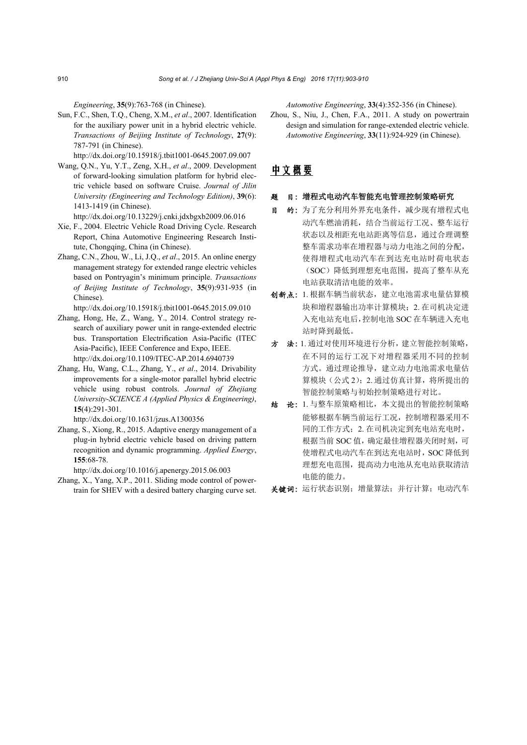*Engineering*, **35**(9):763-768 (in Chinese).

Sun, F.C., Shen, T.Q., Cheng, X.M., *et al*., 2007. Identification for the auxiliary power unit in a hybrid electric vehicle. *Transactions of Beijing Institute of Technology*, **27**(9): 787-791 (in Chinese).
http://dx.doi.org/10.15918/j.tbit1001-0645.2007.09.007

Wang, Q.N., Yu, Y.T., Zeng, X.H., *et al*., 2009. Development of forward-looking simulation platform for hybrid electric vehicle based on software Cruise. *Journal of Jilin University (Engineering and Technology Edition)*, **39**(6): 1413-1419 (in Chinese).
http://dx.doi.org/10.13229/j.cnki.jdxbgxb2009.06.016

Xie, F., 2004. Electric Vehicle Road Driving Cycle. Research Report, China Automotive Engineering Research Institute, Chongqing, China (in Chinese).

Zhang, C.N., Zhou, W., Li, J.Q., *et al*., 2015. An online energy management strategy for extended range electric vehicles based on Pontryagin's minimum principle. *Transactions of Beijing Institute of Technology*, **35**(9):931-935 (in Chinese).
http://dx.doi.org/10.15918/j.tbit1001-0645.2015.09.010

Zhang, Hong, He, Z., Wang, Y., 2014. Control strategy research of auxiliary power unit in range-extended electric bus. Transportation Electrification Asia-Pacific (ITEC Asia-Pacific), IEEE Conference and Expo, IEEE.
http://dx.doi.org/10.1109/ITEC-AP.2014.6940739

Zhang, Hu, Wang, C.L., Zhang, Y., *et al*., 2014. Drivability improvements for a single-motor parallel hybrid electric vehicle using robust controls. *Journal of Zhejiang University-SCIENCE A (Applied Physics & Engineering)*, **15**(4):291-301.
http://dx.doi.org/10.1631/jzus.A1300356

Zhang, S., Xiong, R., 2015. Adaptive energy management of a plug-in hybrid electric vehicle based on driving pattern recognition and dynamic programming. *Applied Energy*, **155**:68-78.
http://dx.doi.org/10.1016/j.apenergy.2015.06.003

Zhang, X., Yang, X.P., 2011. Sliding mode control of powertrain for SHEV with a desired battery charging curve set. *Automotive Engineering*, **33**(4):352-356 (in Chinese).

Zhou, S., Niu, J., Chen, F.A., 2011. A study on powertrain design and simulation for range-extended electric vehicle. *Automotive Engineering*, **33**(11):924-929 (in Chinese).

## 中文概要

**题　目：增程式电动汽车智能充电管理控制策略研究**

**目　的：**为了充分利用外界充电条件，减少现有增程式电动汽车燃油消耗，结合当前运行工况、整车运行状态以及相距充电站距离等信息，通过合理调整整车需求功率在增程器与动力电池之间的分配，使得增程式电动汽车在到达充电站时荷电状态（SOC）降低到理想充电范围，提高了整车从充电站获取清洁电能的效率。

**创新点：**1. 根据车辆当前状态，建立电池需求电量估算模块和增程器输出功率计算模块；2. 在司机决定进入充电站充电后，控制电池 SOC 在车辆进入充电站时降到最低。

**方　法：**1. 通过对使用环境进行分析，建立智能控制策略，在不同的运行工况下对增程器采用不同的控制方式。通过理论推导，建立动力电池需求电量估算模块（公式 2）；2. 通过仿真计算，将所提出的智能控制策略与初始控制策略进行对比。

**结　论：**1. 与整车原策略相比，本文提出的智能控制策略能够根据车辆当前运行工况，控制增程器采用不同的工作方式；2. 在司机决定到充电站充电时，根据当前 SOC 值，确定最佳增程器关闭时刻，可使增程式电动汽车在到达充电站时，SOC 降低到理想充电范围，提高动力电池从充电站获取清洁电能的能力。

**关键词：**运行状态识别；增量算法；并行计算；电动汽车